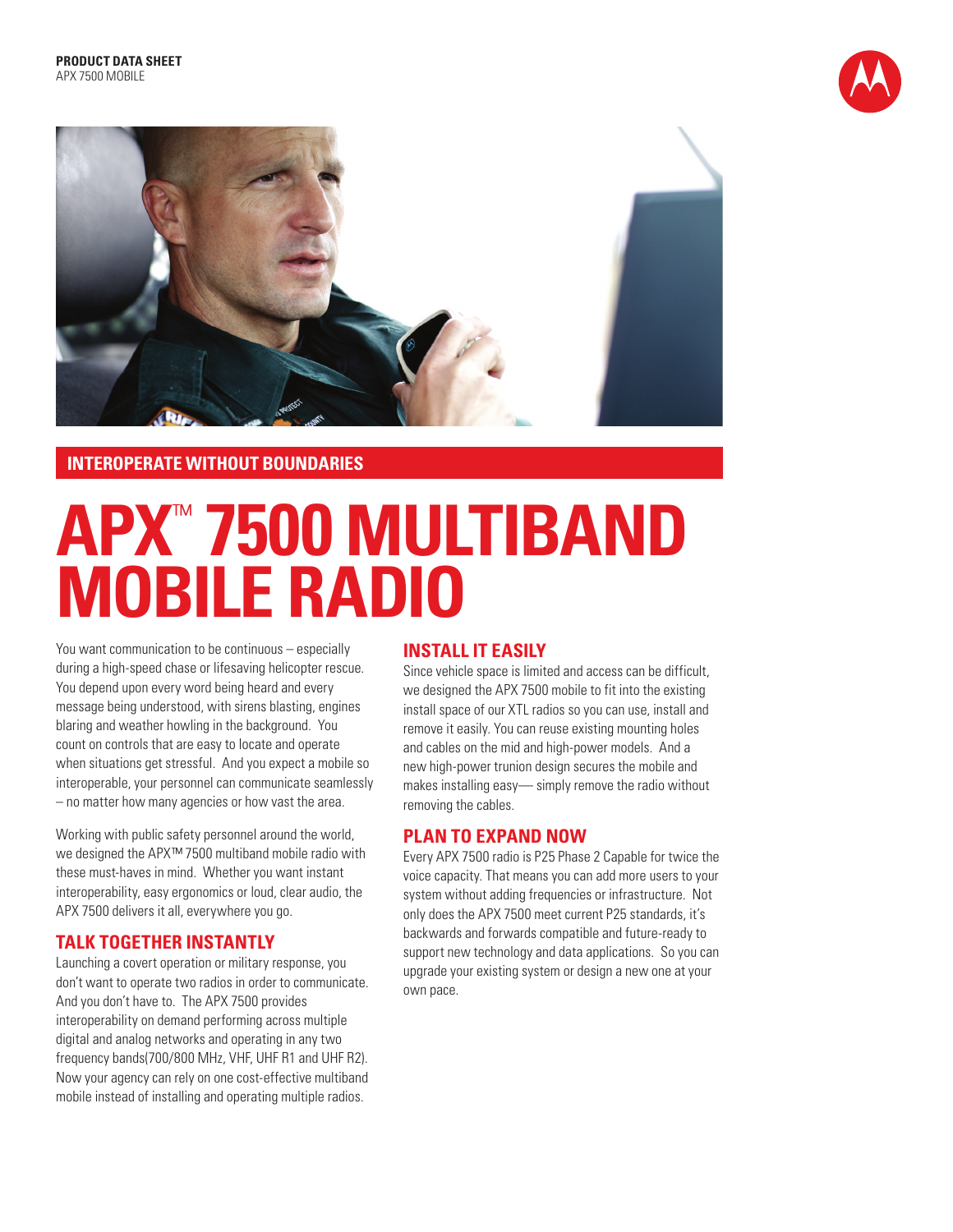PRODUCT DATA SHEET
APX 7500 MOBILE

INTEROPERATE WITHOUT BOUNDARIES

# APX™ 7500 MULTIBAND MOBILE RADIO

You want communication to be continuous – especially during a high-speed chase or lifesaving helicopter rescue. You depend upon every word being heard and every message being understood, with sirens blasting, engines blaring and weather howling in the background. You count on controls that are easy to locate and operate when situations get stressful. And you expect a mobile so interoperable, your personnel can communicate seamlessly – no matter how many agencies or how vast the area.

Working with public safety personnel around the world, we designed the APX™ 7500 multiband mobile radio with these must-haves in mind. Whether you want instant interoperability, easy ergonomics or loud, clear audio, the APX 7500 delivers it all, everywhere you go.

## TALK TOGETHER INSTANTLY

Launching a covert operation or military response, you don't want to operate two radios in order to communicate. And you don't have to. The APX 7500 provides interoperability on demand performing across multiple digital and analog networks and operating in any two frequency bands(700/800 MHz, VHF, UHF R1 and UHF R2). Now your agency can rely on one cost-effective multiband mobile instead of installing and operating multiple radios.

## INSTALL IT EASILY

Since vehicle space is limited and access can be difficult, we designed the APX 7500 mobile to fit into the existing install space of our XTL radios so you can use, install and remove it easily. You can reuse existing mounting holes and cables on the mid and high-power models. And a new high-power trunion design secures the mobile and makes installing easy— simply remove the radio without removing the cables.

## PLAN TO EXPAND NOW

Every APX 7500 radio is P25 Phase 2 Capable for twice the voice capacity. That means you can add more users to your system without adding frequencies or infrastructure. Not only does the APX 7500 meet current P25 standards, it's backwards and forwards compatible and future-ready to support new technology and data applications. So you can upgrade your existing system or design a new one at your own pace.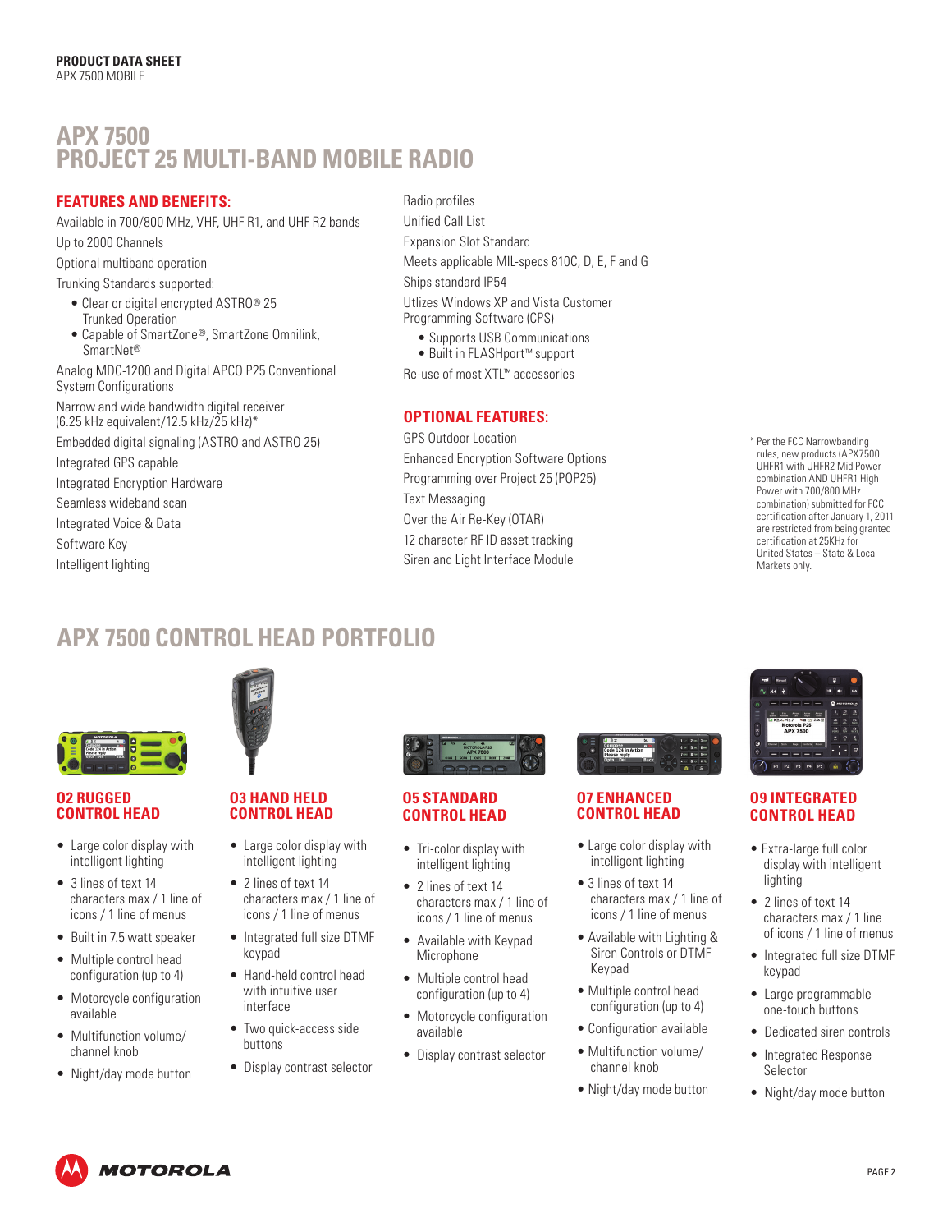PRODUCT DATA SHEET
APX 7500 MOBILE

# APX 7500 PROJECT 25 MULTI-BAND MOBILE RADIO

## FEATURES AND BENEFITS:

Available in 700/800 MHz, VHF, UHF R1, and UHF R2 bands

Up to 2000 Channels

Optional multiband operation

Trunking Standards supported:

- Clear or digital encrypted ASTRO® 25 Trunked Operation
- Capable of SmartZone®, SmartZone Omnilink, SmartNet®

Analog MDC-1200 and Digital APCO P25 Conventional System Configurations

Narrow and wide bandwidth digital receiver (6.25 kHz equivalent/12.5 kHz/25 kHz)*

Embedded digital signaling (ASTRO and ASTRO 25)

Integrated GPS capable

Integrated Encryption Hardware

Seamless wideband scan

Integrated Voice & Data

Software Key

Intelligent lighting

Radio profiles

Unified Call List

Expansion Slot Standard

Meets applicable MIL-specs 810C, D, E, F and G

Ships standard IP54

Utlizes Windows XP and Vista Customer Programming Software (CPS)

- Supports USB Communications
- Built in FLASHport™ support

Re-use of most XTL™ accessories

## OPTIONAL FEATURES:

GPS Outdoor Location

Enhanced Encryption Software Options

Programming over Project 25 (POP25)

Text Messaging

Over the Air Re-Key (OTAR)

12 character RF ID asset tracking

Siren and Light Interface Module

* Per the FCC Narrowbanding rules, new products (APX7500 UHFR1 with UHFR2 Mid Power combination AND UHFR1 High Power with 700/800 MHz combination) submitted for FCC certification after January 1, 2011 are restricted from being granted certification at 25KHz for United States – State & Local Markets only.

## APX 7500 CONTROL HEAD PORTFOLIO

### 02 RUGGED CONTROL HEAD

- Large color display with intelligent lighting
- 3 lines of text 14 characters max / 1 line of icons / 1 line of menus
- Built in 7.5 watt speaker
- Multiple control head configuration (up to 4)
- Motorcycle configuration available
- Multifunction volume/ channel knob
- Night/day mode button

### 03 HAND HELD CONTROL HEAD

- Large color display with intelligent lighting
- 2 lines of text 14 characters max / 1 line of icons / 1 line of menus
- Integrated full size DTMF keypad
- Hand-held control head with intuitive user interface
- Two quick-access side buttons
- Display contrast selector

### 05 STANDARD CONTROL HEAD

- Tri-color display with intelligent lighting
- 2 lines of text 14 characters max / 1 line of icons / 1 line of menus
- Available with Keypad Microphone
- Multiple control head configuration (up to 4)
- Motorcycle configuration available
- Display contrast selector

### 07 ENHANCED CONTROL HEAD

- Large color display with intelligent lighting
- 3 lines of text 14 characters max / 1 line of icons / 1 line of menus
- Available with Lighting & Siren Controls or DTMF Keypad
- Multiple control head configuration (up to 4)
- Configuration available
- Multifunction volume/ channel knob
- Night/day mode button

### 09 INTEGRATED CONTROL HEAD

- Extra-large full color display with intelligent lighting
- 2 lines of text 14 characters max / 1 line of icons / 1 line of menus
- Integrated full size DTMF keypad
- Large programmable one-touch buttons
- Dedicated siren controls
- Integrated Response Selector
- Night/day mode button

MOTOROLA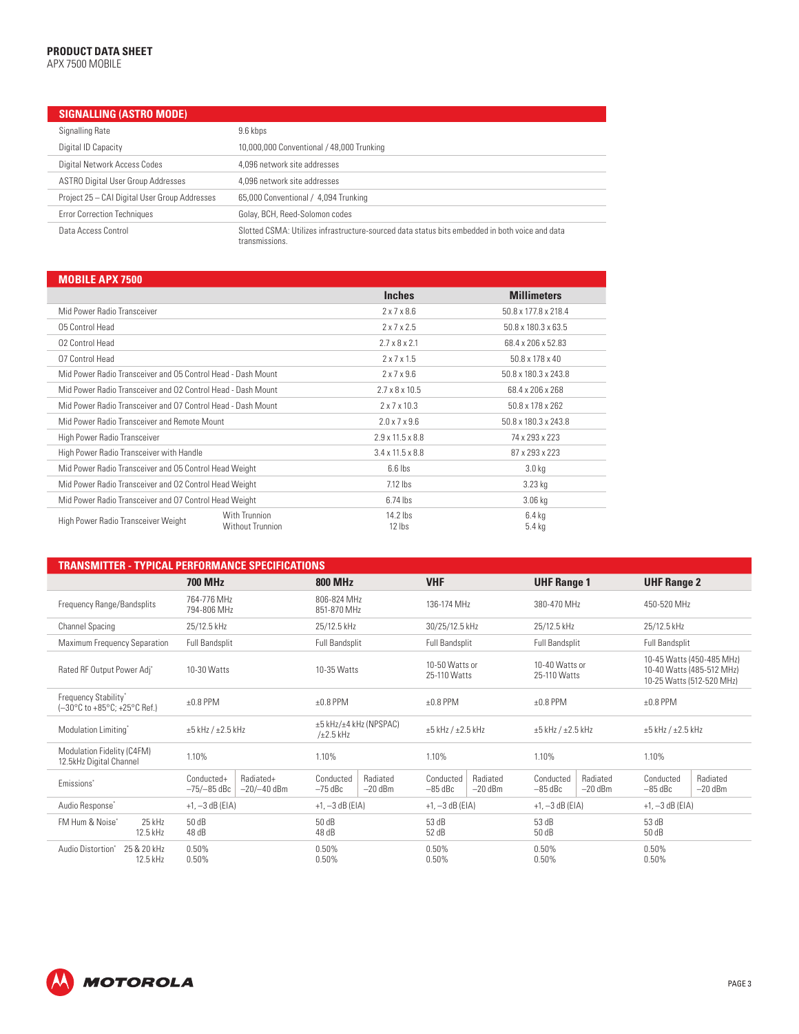**PRODUCT DATA SHEET**
APX 7500 MOBILE

## SIGNALLING (ASTRO MODE)

| | |
|---|---|
| Signalling Rate | 9.6 kbps |
| Digital ID Capacity | 10,000,000 Conventional / 48,000 Trunking |
| Digital Network Access Codes | 4,096 network site addresses |
| ASTRO Digital User Group Addresses | 4,096 network site addresses |
| Project 25 – CAI Digital User Group Addresses | 65,000 Conventional / 4,094 Trunking |
| Error Correction Techniques | Golay, BCH, Reed-Solomon codes |
| Data Access Control | Slotted CSMA: Utilizes infrastructure-sourced data status bits embedded in both voice and data transmissions. |

## MOBILE APX 7500

| | | Inches | Millimeters |
|---|---|---|---|
| Mid Power Radio Transceiver | | 2 x 7 x 8.6 | 50.8 x 177.8 x 218.4 |
| 05 Control Head | | 2 x 7 x 2.5 | 50.8 x 180.3 x 63.5 |
| 02 Control Head | | 2.7 x 8 x 2.1 | 68.4 x 206 x 52.83 |
| 07 Control Head | | 2 x 7 x 1.5 | 50.8 x 178 x 40 |
| Mid Power Radio Transceiver and 05 Control Head - Dash Mount | | 2 x 7 x 9.6 | 50.8 x 180.3 x 243.8 |
| Mid Power Radio Transceiver and 02 Control Head - Dash Mount | | 2.7 x 8 x 10.5 | 68.4 x 206 x 268 |
| Mid Power Radio Transceiver and 07 Control Head - Dash Mount | | 2 x 7 x 10.3 | 50.8 x 178 x 262 |
| Mid Power Radio Transceiver and Remote Mount | | 2.0 x 7 x 9.6 | 50.8 x 180.3 x 243.8 |
| High Power Radio Transceiver | | 2.9 x 11.5 x 8.8 | 74 x 293 x 223 |
| High Power Radio Transceiver with Handle | | 3.4 x 11.5 x 8.8 | 87 x 293 x 223 |
| Mid Power Radio Transceiver and 05 Control Head Weight | | 6.6 lbs | 3.0 kg |
| Mid Power Radio Transceiver and 02 Control Head Weight | | 7.12 lbs | 3.23 kg |
| Mid Power Radio Transceiver and 07 Control Head Weight | | 6.74 lbs | 3.06 kg |
| High Power Radio Transceiver Weight | With Trunnion | 14.2 lbs | 6.4 kg |
| | Without Trunnion | 12 lbs | 5.4 kg |

## TRANSMITTER - TYPICAL PERFORMANCE SPECIFICATIONS

| | | 700 MHz | | 800 MHz | | VHF | | UHF Range 1 | | UHF Range 2 | |
|---|---|---|---|---|---|---|---|---|---|---|---|
| Frequency Range/Bandsplits | | 764-776 MHz<br>794-806 MHz | | 806-824 MHz<br>851-870 MHz | | 136-174 MHz | | 380-470 MHz | | 450-520 MHz | |
| Channel Spacing | | 25/12.5 kHz | | 25/12.5 kHz | | 30/25/12.5 kHz | | 25/12.5 kHz | | 25/12.5 kHz | |
| Maximum Frequency Separation | | Full Bandsplit | | Full Bandsplit | | Full Bandsplit | | Full Bandsplit | | Full Bandsplit | |
| Rated RF Output Power Adj* | | 10-30 Watts | | 10-35 Watts | | 10-50 Watts or 25-110 Watts | | 10-40 Watts or 25-110 Watts | | 10-45 Watts (450-485 MHz)<br>10-40 Watts (485-512 MHz)<br>10-25 Watts (512-520 MHz) | |
| Frequency Stability* (–30°C to +85°C; +25°C Ref.) | | ±0.8 PPM | | ±0.8 PPM | | ±0.8 PPM | | ±0.8 PPM | | ±0.8 PPM | |
| Modulation Limiting* | | ±5 kHz / ±2.5 kHz | | ±5 kHz/±4 kHz (NPSPAC) /±2.5 kHz | | ±5 kHz / ±2.5 kHz | | ±5 kHz / ±2.5 kHz | | ±5 kHz / ±2.5 kHz | |
| Modulation Fidelity (C4FM) 12.5kHz Digital Channel | | 1.10% | | 1.10% | | 1.10% | | 1.10% | | 1.10% | |
| Emissions* | | Conducted+<br>–75/–85 dBc | Radiated+<br>–20/–40 dBm | Conducted<br>–75 dBc | Radiated<br>–20 dBm | Conducted<br>–85 dBc | Radiated<br>–20 dBm | Conducted<br>–85 dBc | Radiated<br>–20 dBm | Conducted<br>–85 dBc | Radiated<br>–20 dBm |
| Audio Response* | | +1, –3 dB (EIA) | | +1, –3 dB (EIA) | | +1, –3 dB (EIA) | | +1, –3 dB (EIA) | | +1, –3 dB (EIA) | |
| FM Hum & Noise* | 25 kHz | 50 dB | | 50 dB | | 53 dB | | 53 dB | | 53 dB | |
| | 12.5 kHz | 48 dB | | 48 dB | | 52 dB | | 50 dB | | 50 dB | |
| Audio Distortion* | 25 & 20 kHz | 0.50% | | 0.50% | | 0.50% | | 0.50% | | 0.50% | |
| | 12.5 kHz | 0.50% | | 0.50% | | 0.50% | | 0.50% | | 0.50% | |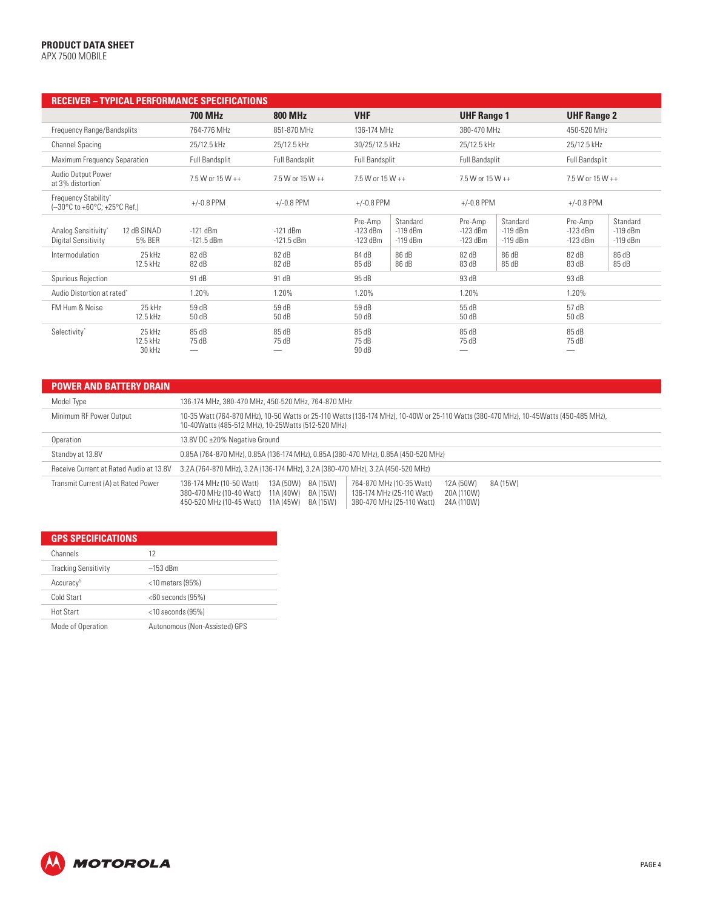## RECEIVER – TYPICAL PERFORMANCE SPECIFICATIONS

| | | 700 MHz | 800 MHz | VHF | | UHF Range 1 | | UHF Range 2 | |
|---|---|---|---|---|---|---|---|---|---|
| Frequency Range/Bandsplits | | 764-776 MHz | 851-870 MHz | 136-174 MHz | | 380-470 MHz | | 450-520 MHz | |
| Channel Spacing | | 25/12.5 kHz | 25/12.5 kHz | 30/25/12.5 kHz | | 25/12.5 kHz | | 25/12.5 kHz | |
| Maximum Frequency Separation | | Full Bandsplit | Full Bandsplit | Full Bandsplit | | Full Bandsplit | | Full Bandsplit | |
| Audio Output Power at 3% distortion* | | 7.5 W or 15 W ++ | 7.5 W or 15 W ++ | 7.5 W or 15 W ++ | | 7.5 W or 15 W ++ | | 7.5 W or 15 W ++ | |
| Frequency Stability* (–30°C to +60°C; +25°C Ref.) | | +/-0.8 PPM | +/-0.8 PPM | +/-0.8 PPM | | +/-0.8 PPM | | +/-0.8 PPM | |
| | | | | Pre-Amp | Standard | Pre-Amp | Standard | Pre-Amp | Standard |
| Analog Sensitivity* | 12 dB SINAD | -121 dBm | -121 dBm | -123 dBm | -119 dBm | -123 dBm | -119 dBm | -123 dBm | -119 dBm |
| Digital Sensitivity | 5% BER | -121.5 dBm | -121.5 dBm | -123 dBm | -119 dBm | -123 dBm | -119 dBm | -123 dBm | -119 dBm |
| Intermodulation | 25 kHz | 82 dB | 82 dB | 84 dB | 86 dB | 82 dB | 86 dB | 82 dB | 86 dB |
| | 12.5 kHz | 82 dB | 82 dB | 85 dB | 86 dB | 83 dB | 85 dB | 83 dB | 85 dB |
| Spurious Rejection | | 91 dB | 91 dB | 95 dB | | 93 dB | | 93 dB | |
| Audio Distortion at rated* | | 1.20% | 1.20% | 1.20% | | 1.20% | | 1.20% | |
| FM Hum & Noise | 25 kHz | 59 dB | 59 dB | 59 dB | | 55 dB | | 57 dB | |
| | 12.5 kHz | 50 dB | 50 dB | 50 dB | | 50 dB | | 50 dB | |
| Selectivity* | 25 kHz | 85 dB | 85 dB | 85 dB | | 85 dB | | 85 dB | |
| | 12.5 kHz | 75 dB | 75 dB | 75 dB | | 75 dB | | 75 dB | |
| | 30 kHz | — | — | 90 dB | | — | | — | |

## POWER AND BATTERY DRAIN

| | |
|---|---|
| Model Type | 136-174 MHz, 380-470 MHz, 450-520 MHz, 764-870 MHz |
| Minimum RF Power Output | 10-35 Watt (764-870 MHz), 10-50 Watts or 25-110 Watts (136-174 MHz), 10-40W or 25-110 Watts (380-470 MHz), 10-45Watts (450-485 MHz), 10-40Watts (485-512 MHz), 10-25Watts (512-520 MHz) |
| Operation | 13.8V DC ±20% Negative Ground |
| Standby at 13.8V | 0.85A (764-870 MHz), 0.85A (136-174 MHz), 0.85A (380-470 MHz), 0.85A (450-520 MHz) |
| Receive Current at Rated Audio at 13.8V | 3.2A (764-870 MHz), 3.2A (136-174 MHz), 3.2A (380-470 MHz), 3.2A (450-520 MHz) |
| Transmit Current (A) at Rated Power | 136-174 MHz (10-50 Watt) 13A (50W) 8A (15W); 380-470 MHz (10-40 Watt) 11A (40W) 8A (15W); 450-520 MHz (10-45 Watt) 11A (45W) 8A (15W); 764-870 MHz (10-35 Watt) 12A (50W) 8A (15W); 136-174 MHz (25-110 Watt) 20A (110W); 380-470 MHz (25-110 Watt) 24A (110W) |

## GPS SPECIFICATIONS

| | |
|---|---|
| Channels | 12 |
| Tracking Sensitivity | –153 dBm |
| Accuracy[5] | <10 meters (95%) |
| Cold Start | <60 seconds (95%) |
| Hot Start | <10 seconds (95%) |
| Mode of Operation | Autonomous (Non-Assisted) GPS |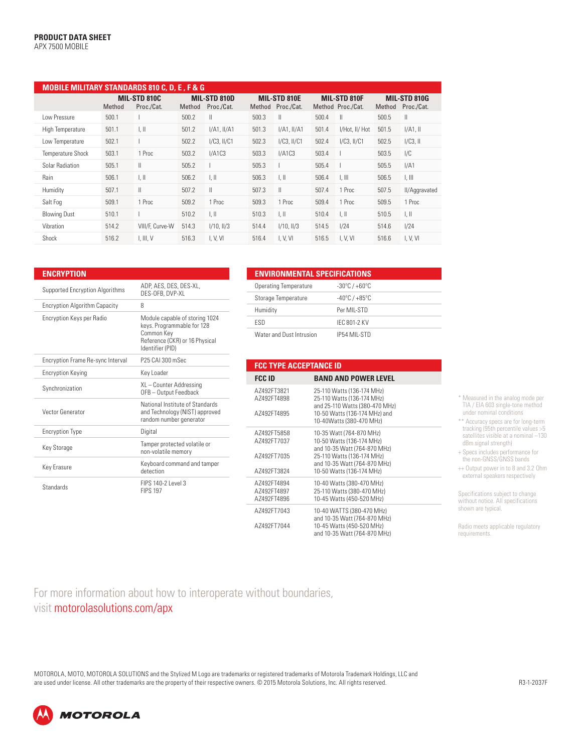**PRODUCT DATA SHEET**
APX 7500 MOBILE

## MOBILE MILITARY STANDARDS 810 C, D, E, F & G

| | MIL-STD 810C | | MIL-STD 810D | | MIL-STD 810E | | MIL-STD 810F | | MIL-STD 810G | |
|---|---|---|---|---|---|---|---|---|---|---|
| | Method | Proc./Cat. | Method | Proc./Cat. | Method | Proc./Cat. | Method | Proc./Cat. | Method | Proc./Cat. |
| Low Pressure | 500.1 | I | 500.2 | II | 500.3 | II | 500.4 | II | 500.5 | II |
| High Temperature | 501.1 | I, II | 501.2 | I/A1, II/A1 | 501.3 | I/A1, II/A1 | 501.4 | I/Hot, II/ Hot | 501.5 | I/A1, II |
| Low Temperature | 502.1 | I | 502.2 | I/C3, II/C1 | 502.3 | I/C3, II/C1 | 502.4 | I/C3, II/C1 | 502.5 | I/C3, II |
| Temperature Shock | 503.1 | 1 Proc | 503.2 | I/A1C3 | 503.3 | I/A1C3 | 503.4 | I | 503.5 | I/C |
| Solar Radiation | 505.1 | II | 505.2 | I | 505.3 | I | 505.4 | I | 505.5 | I/A1 |
| Rain | 506.1 | I, II | 506.2 | I, II | 506.3 | I, II | 506.4 | I, III | 506.5 | I, III |
| Humidity | 507.1 | II | 507.2 | II | 507.3 | II | 507.4 | 1 Proc | 507.5 | II/Aggravated |
| Salt Fog | 509.1 | 1 Proc | 509.2 | 1 Proc | 509.3 | 1 Proc | 509.4 | 1 Proc | 509.5 | 1 Proc |
| Blowing Dust | 510.1 | I | 510.2 | I, II | 510.3 | I, II | 510.4 | I, II | 510.5 | I, II |
| Vibration | 514.2 | VIII/F, Curve-W | 514.3 | I/10, II/3 | 514.4 | I/10, II/3 | 514.5 | I/24 | 514.6 | I/24 |
| Shock | 516.2 | I, III, V | 516.3 | I, V, VI | 516.4 | I, V, VI | 516.5 | I, V, VI | 516.6 | I, V, VI |

## ENCRYPTION

| | |
|---|---|
| Supported Encryption Algorithms | ADP, AES, DES, DES-XL, DES-OFB, DVP-XL |
| Encryption Algorithm Capacity | 8 |
| Encryption Keys per Radio | Module capable of storing 1024 keys. Programmable for 128 Common Key Reference (CKR) or 16 Physical Identifier (PID) |
| Encryption Frame Re-sync Interval | P25 CAI 300 mSec |
| Encryption Keying | Key Loader |
| Synchronization | XL – Counter Addressing OFB – Output Feedback |
| Vector Generator | National Institute of Standards and Technology (NIST) approved random number generator |
| Encryption Type | Digital |
| Key Storage | Tamper protected volatile or non-volatile memory |
| Key Erasure | Keyboard command and tamper detection |
| Standards | FIPS 140-2 Level 3 FIPS 197 |

## ENVIRONMENTAL SPECIFICATIONS

| | |
|---|---|
| Operating Temperature | -30°C / +60°C |
| Storage Temperature | -40°C / +85°C |
| Humidity | Per MIL-STD |
| ESD | IEC 801-2 KV |
| Water and Dust Intrusion | IP54 MIL-STD |

## FCC TYPE ACCEPTANCE ID

| FCC ID | BAND AND POWER LEVEL |
|---|---|
| AZ492FT3821 | 25-110 Watts (136-174 MHz) |
| AZ492FT4898 | 25-110 Watts (136-174 MHz) and 25-110 Watts (380-470 MHz) |
| AZ492FT4895 | 10-50 Watts (136-174 MHz) and 10-40Watts (380-470 MHz) |
| AZ492FT5858 | 10-35 Watt (764-870 MHz) |
| AZ492FT7037 | 10-50 Watts (136-174 MHz) and 10-35 Watt (764-870 MHz) |
| AZ492FT7035 | 25-110 Watts (136-174 MHz) and 10-35 Watt (764-870 MHz) |
| AZ492FT3824 | 10-50 Watts (136-174 MHz) |
| AZ492FT4894 | 10-40 Watts (380-470 MHz) |
| AZ492FT4897 | 25-110 Watts (380-470 MHz) |
| AZ492FT4896 | 10-45 Watts (450-520 MHz) |
| AZ492FT7043 | 10-40 WATTS (380-470 MHz) and 10-35 Watt (764-870 MHz) |
| AZ492FT7044 | 10-45 Watts (450-520 MHz) and 10-35 Watt (764-870 MHz) |

\* Measured in the analog mode per TIA / EIA 603 single-tone method under nominal conditions

\*\* Accuracy specs are for long-term tracking (95th percentile values >5 satellites visible at a nominal –130 dBm signal strength)

\+ Specs includes performance for the non-GNSS/GNSS bands

++ Output power in to 8 and 3.2 Ohm external speakers respectively

Specifications subject to change without notice. All specifications shown are typical.

Radio meets applicable regulatory requirements.

For more information about how to interoperate without boundaries, visit motorolasolutions.com/apx

MOTOROLA, MOTO, MOTOROLA SOLUTIONS and the Stylized M Logo are trademarks or registered trademarks of Motorola Trademark Holdings, LLC and are used under license. All other trademarks are the property of their respective owners. © 2015 Motorola Solutions, Inc. All rights reserved.

R3-1-2037F